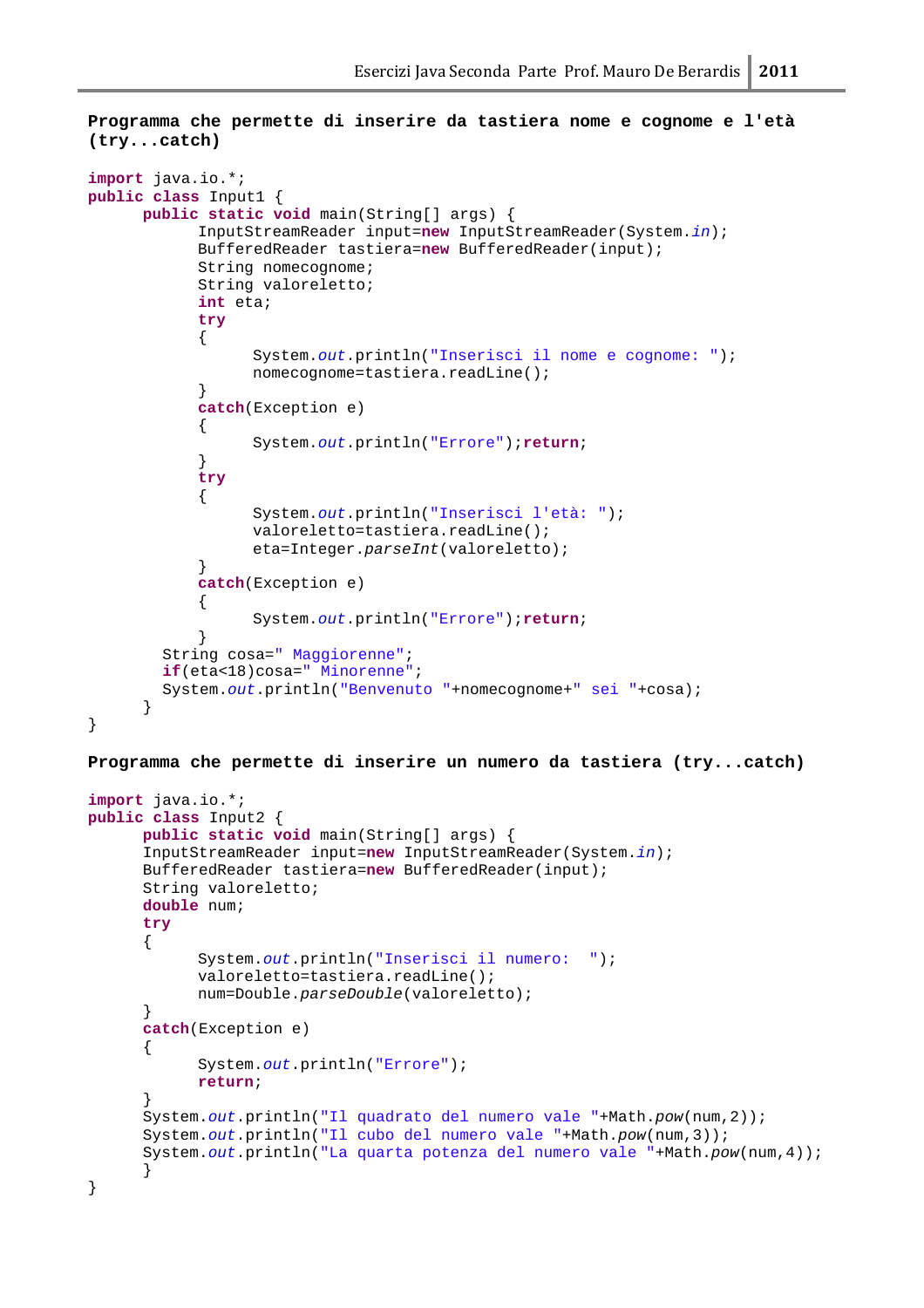**Programma che permette di inserire da tastiera nome e cognome e l'età (try...catch)**

```
import java.io.*;
public class Input1 {
      public static void main(String[] args) {
            InputStreamReader input=new InputStreamReader(System.in);
            BufferedReader tastiera=new BufferedReader(input);
            String nomecognome;
            String valoreletto;
            int eta;
            try
            {
                  System.out.println("Inserisci il nome e cognome: ");
                  nomecognome=tastiera.readLine();
            }
            catch(Exception e)
            {
                  System.out.println("Errore");return;
            }
            try
            {
                  System.out.println("Inserisci l'età: ");
                  valoreletto=tastiera.readLine();
                  eta=Integer.parseInt(valoreletto);
            }
            catch(Exception e)
            {
                  System.out.println("Errore");return;
            }
         String cosa=" Maggiorenne";
         if(eta<18)cosa=" Minorenne";
         System.out.println("Benvenuto "+nomecognome+" sei "+cosa);
      }
}
```

**Programma che permette di inserire un numero da tastiera (try...catch)**

```
import java.io.*;
public class Input2 {
      public static void main(String[] args) {
      InputStreamReader input=new InputStreamReader(System.in);
      BufferedReader tastiera=new BufferedReader(input);
      String valoreletto;
      double num;
      try
      {
            System.out.println("Inserisci il numero:  ");
            valoreletto=tastiera.readLine();
            num=Double.parseDouble(valoreletto);
      }
      catch(Exception e)
      {
            System.out.println("Errore");
            return;
      }
      System.out.println("Il quadrato del numero vale "+Math.pow(num,2));
      System.out.println("Il cubo del numero vale "+Math.pow(num,3));
      System.out.println("La quarta potenza del numero vale "+Math.pow(num,4));
      }
}
```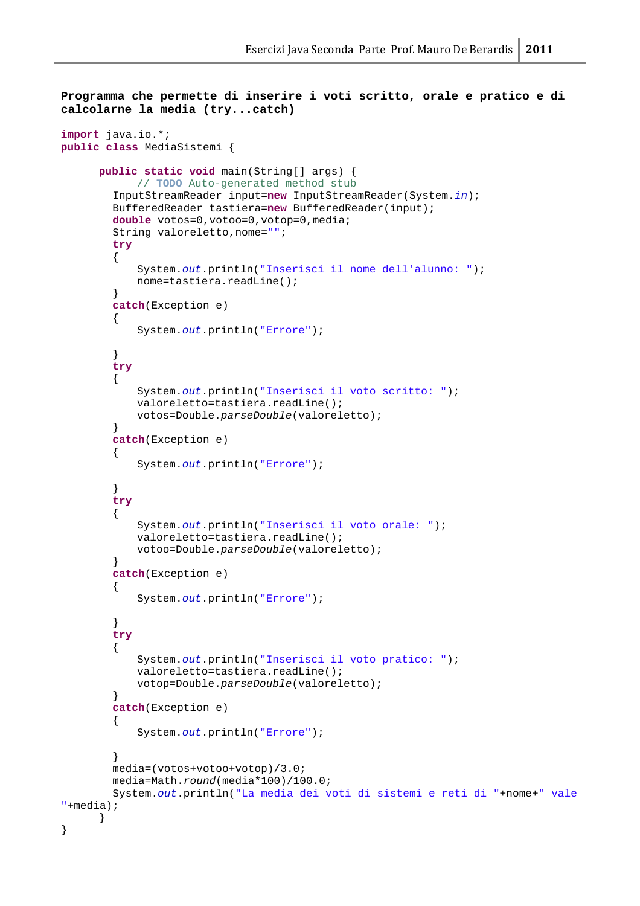**Programma che permette di inserire i voti scritto, orale e pratico e di calcolarne la media (try...catch)**

```
import java.io.*;
public class MediaSistemi {

      public static void main(String[] args) {
           // TODO Auto-generated method stub
        InputStreamReader input=new InputStreamReader(System.in);
        BufferedReader tastiera=new BufferedReader(input);
        double votos=0,votoo=0,votop=0,media;
        String valoreletto,nome="";
        try
        {
            System.out.println("Inserisci il nome dell'alunno: ");
            nome=tastiera.readLine();
        }
        catch(Exception e)
        {
            System.out.println("Errore");

        }
        try
        {
            System.out.println("Inserisci il voto scritto: ");
            valoreletto=tastiera.readLine();
            votos=Double.parseDouble(valoreletto);
        }
        catch(Exception e)
        {
            System.out.println("Errore");

        }
        try
        {
            System.out.println("Inserisci il voto orale: ");
            valoreletto=tastiera.readLine();
            votoo=Double.parseDouble(valoreletto);
        }
        catch(Exception e)
        {
            System.out.println("Errore");

        }
        try
        {
            System.out.println("Inserisci il voto pratico: ");
            valoreletto=tastiera.readLine();
            votop=Double.parseDouble(valoreletto);
        }
        catch(Exception e)
        {
            System.out.println("Errore");

        }
        media=(votos+votoo+votop)/3.0;
        media=Math.round(media*100)/100.0;
        System.out.println("La media dei voti di sistemi e reti di "+nome+" vale
"+media);
      }
}
```